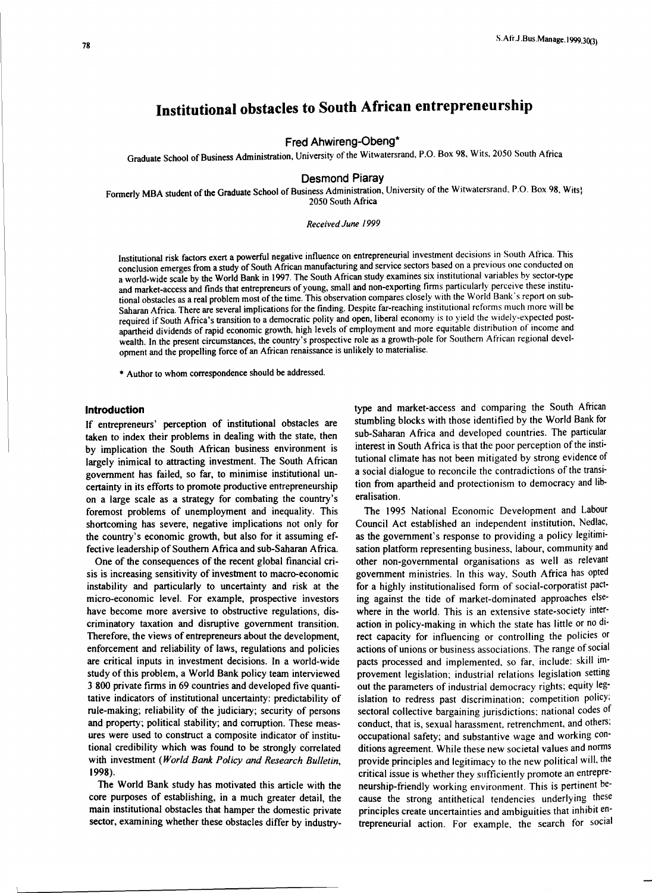# Institutional obstacles to South African entrepreneurship

**Fred Ahwireng-Obeng***

Graduate School of Business Administration, University of the Witwatersrand, P.O. Box 98, Wits, 2050 South Africa

**Desmond Piaray**

Formerly MBA student of the Graduate School of Business Administration, University of the Witwatersrand, P.O. Box 98, Wits, 2050 South Africa

*Received June 1999*

Institutional risk factors exert a powerful negative influence on entrepreneurial investment decisions in South Africa. This conclusion emerges from a study of South African manufacturing and service sectors based on a previous one conducted on a world-wide scale by the World Bank in 1997. The South African study examines six institutional variables by sector-type and market-access and finds that entrepreneurs of young, small and non-exporting firms particularly perceive these institutional obstacles as a real problem most of the time. This observation compares closely with the World Bank's report on sub-Saharan Africa. There are several implications for the finding. Despite far-reaching institutional reforms much more will be required if South Africa's transition to a democratic polity and open, liberal economy is to yield the widely-expected post-apartheid dividends of rapid economic growth, high levels of employment and more equitable distribution of income and wealth. In the present circumstances, the country's prospective role as a growth-pole for Southern African regional development and the propelling force of an African renaissance is unlikely to materialise.

\* Author to whom correspondence should be addressed.

## Introduction

If entrepreneurs' perception of institutional obstacles are taken to index their problems in dealing with the state, then by implication the South African business environment is largely inimical to attracting investment. The South African government has failed, so far, to minimise institutional uncertainty in its efforts to promote productive entrepreneurship on a large scale as a strategy for combating the country's foremost problems of unemployment and inequality. This shortcoming has severe, negative implications not only for the country's economic growth, but also for it assuming effective leadership of Southern Africa and sub-Saharan Africa.

One of the consequences of the recent global financial crisis is increasing sensitivity of investment to macro-economic instability and particularly to uncertainty and risk at the micro-economic level. For example, prospective investors have become more aversive to obstructive regulations, discriminatory taxation and disruptive government transition. Therefore, the views of entrepreneurs about the development, enforcement and reliability of laws, regulations and policies are critical inputs in investment decisions. In a world-wide study of this problem, a World Bank policy team interviewed 3 800 private firms in 69 countries and developed five quantitative indicators of institutional uncertainty: predictability of rule-making; reliability of the judiciary; security of persons and property; political stability; and corruption. These measures were used to construct a composite indicator of institutional credibility which was found to be strongly correlated with investment (*World Bank Policy and Research Bulletin*, 1998).

The World Bank study has motivated this article with the core purposes of establishing, in a much greater detail, the main institutional obstacles that hamper the domestic private sector, examining whether these obstacles differ by industry-type and market-access and comparing the South African stumbling blocks with those identified by the World Bank for sub-Saharan Africa and developed countries. The particular interest in South Africa is that the poor perception of the institutional climate has not been mitigated by strong evidence of a social dialogue to reconcile the contradictions of the transition from apartheid and protectionism to democracy and liberalisation.

The 1995 National Economic Development and Labour Council Act established an independent institution, Nedlac, as the government's response to providing a policy legitimisation platform representing business, labour, community and other non-governmental organisations as well as relevant government ministries. In this way, South Africa has opted for a highly institutionalised form of social-corporatist pacting against the tide of market-dominated approaches elsewhere in the world. This is an extensive state-society interaction in policy-making in which the state has little or no direct capacity for influencing or controlling the policies or actions of unions or business associations. The range of social pacts processed and implemented, so far, include: skill improvement legislation; industrial relations legislation setting out the parameters of industrial democracy rights; equity legislation to redress past discrimination; competition policy; sectoral collective bargaining jurisdictions; national codes of conduct, that is, sexual harassment, retrenchment, and others; occupational safety; and substantive wage and working conditions agreement. While these new societal values and norms provide principles and legitimacy to the new political will, the critical issue is whether they sufficiently promote an entrepreneurship-friendly working environment. This is pertinent because the strong antithetical tendencies underlying these principles create uncertainties and ambiguities that inhibit entrepreneurial action. For example, the search for social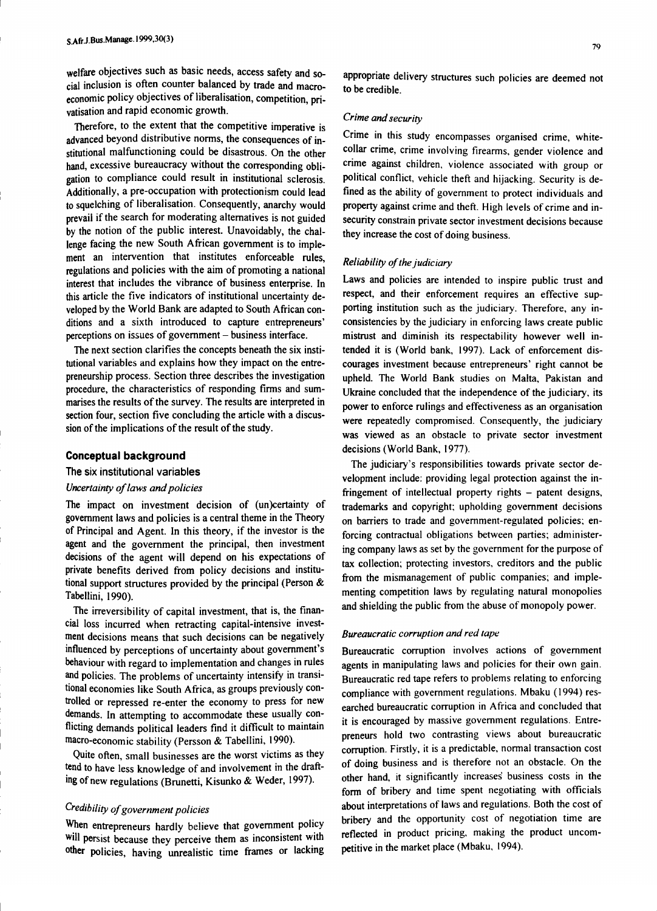welfare objectives such as basic needs, access safety and social inclusion is often counter balanced by trade and macroeconomic policy objectives of liberalisation, competition, privatisation and rapid economic growth.

Therefore, to the extent that the competitive imperative is advanced beyond distributive norms, the consequences of institutional malfunctioning could be disastrous. On the other hand, excessive bureaucracy without the corresponding obligation to compliance could result in institutional sclerosis. Additionally, a pre-occupation with protectionism could lead to squelching of liberalisation. Consequently, anarchy would prevail if the search for moderating alternatives is not guided by the notion of the public interest. Unavoidably, the challenge facing the new South African government is to implement an intervention that institutes enforceable rules, regulations and policies with the aim of promoting a national interest that includes the vibrance of business enterprise. In this article the five indicators of institutional uncertainty developed by the World Bank are adapted to South African conditions and a sixth introduced to capture entrepreneurs' perceptions on issues of government – business interface.

The next section clarifies the concepts beneath the six institutional variables and explains how they impact on the entrepreneurship process. Section three describes the investigation procedure, the characteristics of responding firms and summarises the results of the survey. The results are interpreted in section four, section five concluding the article with a discussion of the implications of the result of the study.

## Conceptual background

### The six institutional variables

#### *Uncertainty of laws and policies*

The impact on investment decision of (un)certainty of government laws and policies is a central theme in the Theory of Principal and Agent. In this theory, if the investor is the agent and the government the principal, then investment decisions of the agent will depend on his expectations of private benefits derived from policy decisions and institutional support structures provided by the principal (Person & Tabellini, 1990).

The irreversibility of capital investment, that is, the financial loss incurred when retracting capital-intensive investment decisions means that such decisions can be negatively influenced by perceptions of uncertainty about government's behaviour with regard to implementation and changes in rules and policies. The problems of uncertainty intensify in transitional economies like South Africa, as groups previously controlled or repressed re-enter the economy to press for new demands. In attempting to accommodate these usually conflicting demands political leaders find it difficult to maintain macro-economic stability (Persson & Tabellini, 1990).

Quite often, small businesses are the worst victims as they tend to have less knowledge of and involvement in the drafting of new regulations (Brunetti, Kisunko & Weder, 1997).

#### *Credibility of government policies*

When entrepreneurs hardly believe that government policy will persist because they perceive them as inconsistent with other policies, having unrealistic time frames or lacking appropriate delivery structures such policies are deemed not to be credible.

#### *Crime and security*

Crime in this study encompasses organised crime, white-collar crime, crime involving firearms, gender violence and crime against children, violence associated with group or political conflict, vehicle theft and hijacking. Security is defined as the ability of government to protect individuals and property against crime and theft. High levels of crime and insecurity constrain private sector investment decisions because they increase the cost of doing business.

#### *Reliability of the judiciary*

Laws and policies are intended to inspire public trust and respect, and their enforcement requires an effective supporting institution such as the judiciary. Therefore, any inconsistencies by the judiciary in enforcing laws create public mistrust and diminish its respectability however well intended it is (World bank, 1997). Lack of enforcement discourages investment because entrepreneurs' right cannot be upheld. The World Bank studies on Malta, Pakistan and Ukraine concluded that the independence of the judiciary, its power to enforce rulings and effectiveness as an organisation were repeatedly compromised. Consequently, the judiciary was viewed as an obstacle to private sector investment decisions (World Bank, 1977).

The judiciary's responsibilities towards private sector development include: providing legal protection against the infringement of intellectual property rights – patent designs, trademarks and copyright; upholding government decisions on barriers to trade and government-regulated policies; enforcing contractual obligations between parties; administering company laws as set by the government for the purpose of tax collection; protecting investors, creditors and the public from the mismanagement of public companies; and implementing competition laws by regulating natural monopolies and shielding the public from the abuse of monopoly power.

#### *Bureaucratic corruption and red tape*

Bureaucratic corruption involves actions of government agents in manipulating laws and policies for their own gain. Bureaucratic red tape refers to problems relating to enforcing compliance with government regulations. Mbaku (1994) researched bureaucratic corruption in Africa and concluded that it is encouraged by massive government regulations. Entrepreneurs hold two contrasting views about bureaucratic corruption. Firstly, it is a predictable, normal transaction cost of doing business and is therefore not an obstacle. On the other hand, it significantly increases business costs in the form of bribery and time spent negotiating with officials about interpretations of laws and regulations. Both the cost of bribery and the opportunity cost of negotiation time are reflected in product pricing, making the product uncompetitive in the market place (Mbaku, 1994).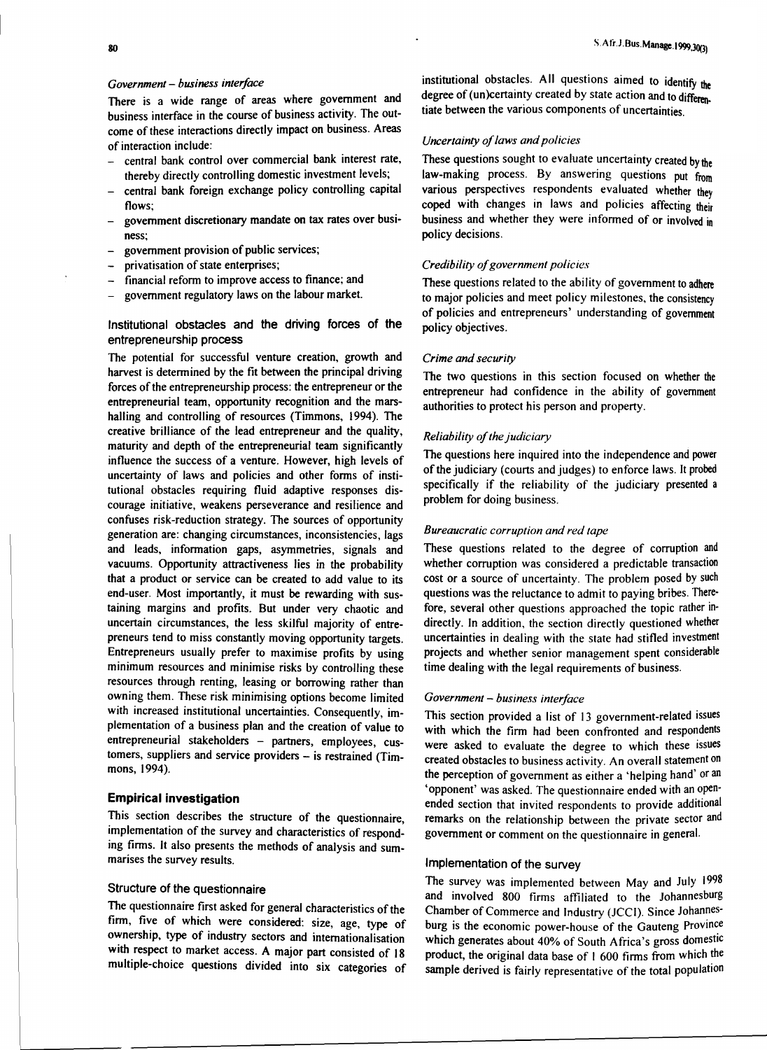### *Government – business interface*

There is a wide range of areas where government and business interface in the course of business activity. The outcome of these interactions directly impact on business. Areas of interaction include:

- central bank control over commercial bank interest rate, thereby directly controlling domestic investment levels;
- central bank foreign exchange policy controlling capital flows;
- government discretionary mandate on tax rates over business;
- government provision of public services;
- privatisation of state enterprises;
- financial reform to improve access to finance; and
- government regulatory laws on the labour market.

## Institutional obstacles and the driving forces of the entrepreneurship process

The potential for successful venture creation, growth and harvest is determined by the fit between the principal driving forces of the entrepreneurship process: the entrepreneur or the entrepreneurial team, opportunity recognition and the marshalling and controlling of resources (Timmons, 1994). The creative brilliance of the lead entrepreneur and the quality, maturity and depth of the entrepreneurial team significantly influence the success of a venture. However, high levels of uncertainty of laws and policies and other forms of institutional obstacles requiring fluid adaptive responses discourage initiative, weakens perseverance and resilience and confuses risk-reduction strategy. The sources of opportunity generation are: changing circumstances, inconsistencies, lags and leads, information gaps, asymmetries, signals and vacuums. Opportunity attractiveness lies in the probability that a product or service can be created to add value to its end-user. Most importantly, it must be rewarding with sustaining margins and profits. But under very chaotic and uncertain circumstances, the less skilful majority of entrepreneurs tend to miss constantly moving opportunity targets. Entrepreneurs usually prefer to maximise profits by using minimum resources and minimise risks by controlling these resources through renting, leasing or borrowing rather than owning them. These risk minimising options become limited with increased institutional uncertainties. Consequently, implementation of a business plan and the creation of value to entrepreneurial stakeholders – partners, employees, customers, suppliers and service providers – is restrained (Timmons, 1994).

# Empirical investigation

This section describes the structure of the questionnaire, implementation of the survey and characteristics of responding firms. It also presents the methods of analysis and summarises the survey results.

## Structure of the questionnaire

The questionnaire first asked for general characteristics of the firm, five of which were considered: size, age, type of ownership, type of industry sectors and internationalisation with respect to market access. A major part consisted of 18 multiple-choice questions divided into six categories of institutional obstacles. All questions aimed to identify the degree of (un)certainty created by state action and to differentiate between the various components of uncertainties.

### *Uncertainty of laws and policies*

These questions sought to evaluate uncertainty created by the law-making process. By answering questions put from various perspectives respondents evaluated whether they coped with changes in laws and policies affecting their business and whether they were informed of or involved in policy decisions.

### *Credibility of government policies*

These questions related to the ability of government to adhere to major policies and meet policy milestones, the consistency of policies and entrepreneurs' understanding of government policy objectives.

### *Crime and security*

The two questions in this section focused on whether the entrepreneur had confidence in the ability of government authorities to protect his person and property.

### *Reliability of the judiciary*

The questions here inquired into the independence and power of the judiciary (courts and judges) to enforce laws. It probed specifically if the reliability of the judiciary presented a problem for doing business.

### *Bureaucratic corruption and red tape*

These questions related to the degree of corruption and whether corruption was considered a predictable transaction cost or a source of uncertainty. The problem posed by such questions was the reluctance to admit to paying bribes. Therefore, several other questions approached the topic rather indirectly. In addition, the section directly questioned whether uncertainties in dealing with the state had stifled investment projects and whether senior management spent considerable time dealing with the legal requirements of business.

### *Government – business interface*

This section provided a list of 13 government-related issues with which the firm had been confronted and respondents were asked to evaluate the degree to which these issues created obstacles to business activity. An overall statement on the perception of government as either a 'helping hand' or an 'opponent' was asked. The questionnaire ended with an open-ended section that invited respondents to provide additional remarks on the relationship between the private sector and government or comment on the questionnaire in general.

## Implementation of the survey

The survey was implemented between May and July 1998 and involved 800 firms affiliated to the Johannesburg Chamber of Commerce and Industry (JCCI). Since Johannesburg is the economic power-house of the Gauteng Province which generates about 40% of South Africa's gross domestic product, the original data base of 1 600 firms from which the sample derived is fairly representative of the total population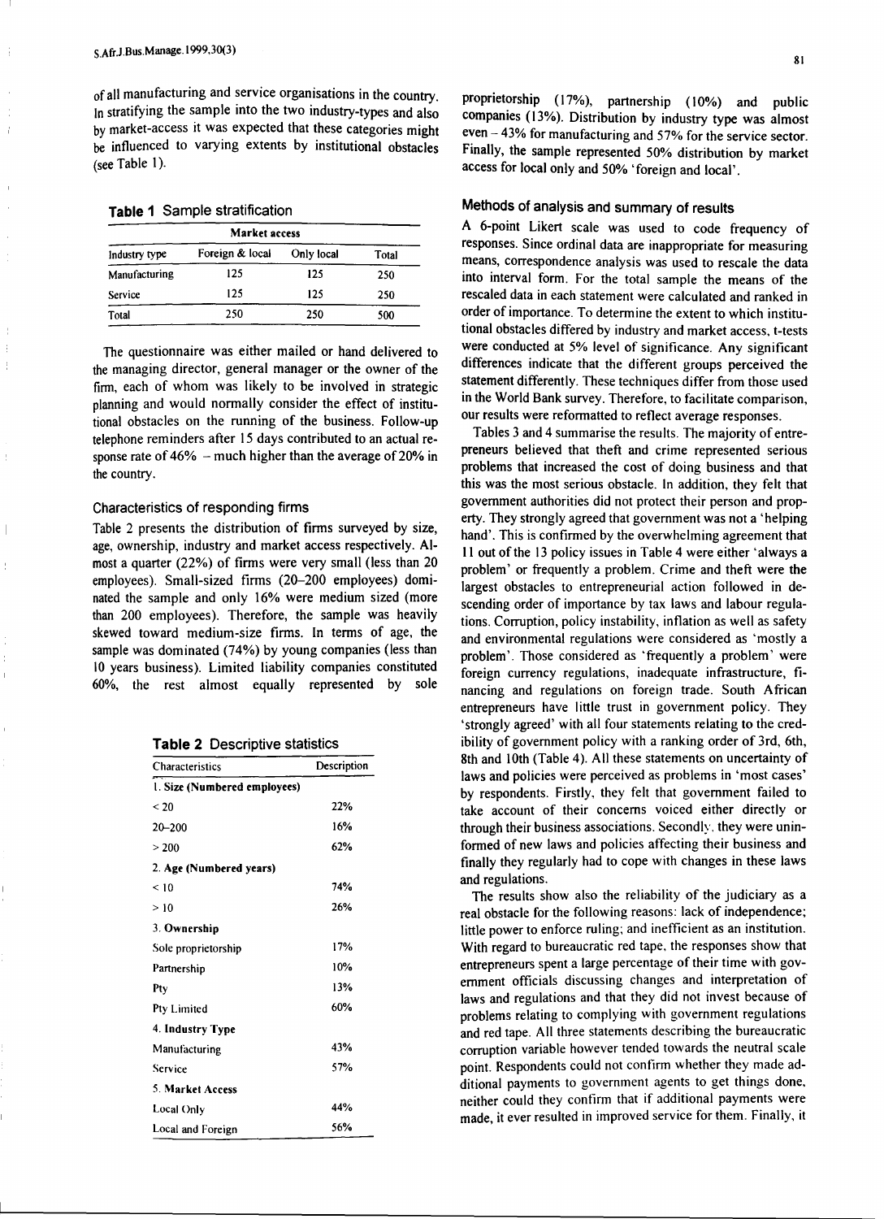of all manufacturing and service organisations in the country. In stratifying the sample into the two industry-types and also by market-access it was expected that these categories might be influenced to varying extents by institutional obstacles (see Table 1).

**Table 1** Sample stratification

| | Market access | | |
|---|---|---|---|
| Industry type | Foreign & local | Only local | Total |
| Manufacturing | 125 | 125 | 250 |
| Service | 125 | 125 | 250 |
| Total | 250 | 250 | 500 |

The questionnaire was either mailed or hand delivered to the managing director, general manager or the owner of the firm, each of whom was likely to be involved in strategic planning and would normally consider the effect of institutional obstacles on the running of the business. Follow-up telephone reminders after 15 days contributed to an actual response rate of 46% – much higher than the average of 20% in the country.

### Characteristics of responding firms

Table 2 presents the distribution of firms surveyed by size, age, ownership, industry and market access respectively. Almost a quarter (22%) of firms were very small (less than 20 employees). Small-sized firms (20–200 employees) dominated the sample and only 16% were medium sized (more than 200 employees). Therefore, the sample was heavily skewed toward medium-size firms. In terms of age, the sample was dominated (74%) by young companies (less than 10 years business). Limited liability companies constituted 60%, the rest almost equally represented by sole proprietorship (17%), partnership (10%) and public companies (13%). Distribution by industry type was almost even – 43% for manufacturing and 57% for the service sector. Finally, the sample represented 50% distribution by market access for local only and 50% 'foreign and local'.

**Table 2** Descriptive statistics

| Characteristics | Description |
|---|---|
| **1. Size (Numbered employees)** | |
| < 20 | 22% |
| 20–200 | 16% |
| > 200 | 62% |
| **2. Age (Numbered years)** | |
| < 10 | 74% |
| > 10 | 26% |
| **3. Ownership** | |
| Sole proprietorship | 17% |
| Partnership | 10% |
| Pty | 13% |
| Pty Limited | 60% |
| **4. Industry Type** | |
| Manufacturing | 43% |
| Service | 57% |
| **5. Market Access** | |
| Local Only | 44% |
| Local and Foreign | 56% |

### Methods of analysis and summary of results

A 6-point Likert scale was used to code frequency of responses. Since ordinal data are inappropriate for measuring means, correspondence analysis was used to rescale the data into interval form. For the total sample the means of the rescaled data in each statement were calculated and ranked in order of importance. To determine the extent to which institutional obstacles differed by industry and market access, t-tests were conducted at 5% level of significance. Any significant differences indicate that the different groups perceived the statement differently. These techniques differ from those used in the World Bank survey. Therefore, to facilitate comparison, our results were reformatted to reflect average responses.

Tables 3 and 4 summarise the results. The majority of entrepreneurs believed that theft and crime represented serious problems that increased the cost of doing business and that this was the most serious obstacle. In addition, they felt that government authorities did not protect their person and property. They strongly agreed that government was not a 'helping hand'. This is confirmed by the overwhelming agreement that 11 out of the 13 policy issues in Table 4 were either 'always a problem' or frequently a problem. Crime and theft were the largest obstacles to entrepreneurial action followed in descending order of importance by tax laws and labour regulations. Corruption, policy instability, inflation as well as safety and environmental regulations were considered as 'mostly a problem'. Those considered as 'frequently a problem' were foreign currency regulations, inadequate infrastructure, financing and regulations on foreign trade. South African entrepreneurs have little trust in government policy. They 'strongly agreed' with all four statements relating to the credibility of government policy with a ranking order of 3rd, 6th, 8th and 10th (Table 4). All these statements on uncertainty of laws and policies were perceived as problems in 'most cases' by respondents. Firstly, they felt that government failed to take account of their concerns voiced either directly or through their business associations. Secondly, they were uninformed of new laws and policies affecting their business and finally they regularly had to cope with changes in these laws and regulations.

The results show also the reliability of the judiciary as a real obstacle for the following reasons: lack of independence; little power to enforce ruling; and inefficient as an institution. With regard to bureaucratic red tape, the responses show that entrepreneurs spent a large percentage of their time with government officials discussing changes and interpretation of laws and regulations and that they did not invest because of problems relating to complying with government regulations and red tape. All three statements describing the bureaucratic corruption variable however tended towards the neutral scale point. Respondents could not confirm whether they made additional payments to government agents to get things done, neither could they confirm that if additional payments were made, it ever resulted in improved service for them. Finally, it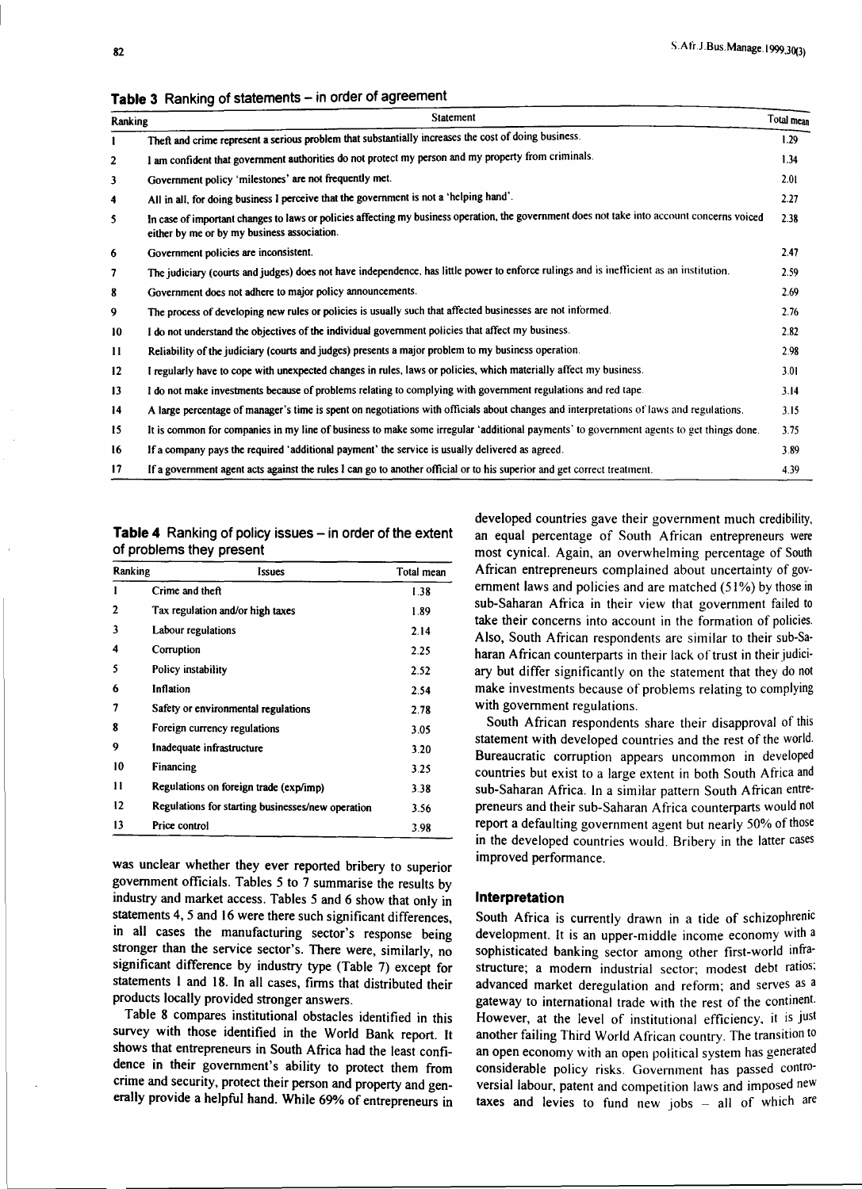**Table 3** Ranking of statements – in order of agreement

| Ranking | Statement | Total mean |
|---|---|---|
| 1 | Theft and crime represent a serious problem that substantially increases the cost of doing business. | 1.29 |
| 2 | I am confident that government authorities do not protect my person and my property from criminals. | 1.34 |
| 3 | Government policy 'milestones' are not frequently met. | 2.01 |
| 4 | All in all, for doing business I perceive that the government is not a 'helping hand'. | 2.27 |
| 5 | In case of important changes to laws or policies affecting my business operation, the government does not take into account concerns voiced either by me or by my business association. | 2.38 |
| 6 | Government policies are inconsistent. | 2.47 |
| 7 | The judiciary (courts and judges) does not have independence, has little power to enforce rulings and is inefficient as an institution. | 2.59 |
| 8 | Government does not adhere to major policy announcements. | 2.69 |
| 9 | The process of developing new rules or policies is usually such that affected businesses are not informed. | 2.76 |
| 10 | I do not understand the objectives of the individual government policies that affect my business. | 2.82 |
| 11 | Reliability of the judiciary (courts and judges) presents a major problem to my business operation. | 2.98 |
| 12 | I regularly have to cope with unexpected changes in rules, laws or policies, which materially affect my business. | 3.01 |
| 13 | I do not make investments because of problems relating to complying with government regulations and red tape. | 3.14 |
| 14 | A large percentage of manager's time is spent on negotiations with officials about changes and interpretations of laws and regulations. | 3.15 |
| 15 | It is common for companies in my line of business to make some irregular 'additional payments' to government agents to get things done. | 3.75 |
| 16 | If a company pays the required 'additional payment' the service is usually delivered as agreed. | 3.89 |
| 17 | If a government agent acts against the rules I can go to another official or to his superior and get correct treatment. | 4.39 |

**Table 4** Ranking of policy issues – in order of the extent of problems they present

| Ranking | Issues | Total mean |
|---|---|---|
| 1 | Crime and theft | 1.38 |
| 2 | Tax regulation and/or high taxes | 1.89 |
| 3 | Labour regulations | 2.14 |
| 4 | Corruption | 2.25 |
| 5 | Policy instability | 2.52 |
| 6 | Inflation | 2.54 |
| 7 | Safety or environmental regulations | 2.78 |
| 8 | Foreign currency regulations | 3.05 |
| 9 | Inadequate infrastructure | 3.20 |
| 10 | Financing | 3.25 |
| 11 | Regulations on foreign trade (exp/imp) | 3.38 |
| 12 | Regulations for starting businesses/new operation | 3.56 |
| 13 | Price control | 3.98 |

was unclear whether they ever reported bribery to superior government officials. Tables 5 to 7 summarise the results by industry and market access. Tables 5 and 6 show that only in statements 4, 5 and 16 were there such significant differences, in all cases the manufacturing sector's response being stronger than the service sector's. There were, similarly, no significant difference by industry type (Table 7) except for statements 1 and 18. In all cases, firms that distributed their products locally provided stronger answers.

Table 8 compares institutional obstacles identified in this survey with those identified in the World Bank report. It shows that entrepreneurs in South Africa had the least confidence in their government's ability to protect them from crime and security, protect their person and property and generally provide a helpful hand. While 69% of entrepreneurs in developed countries gave their government much credibility, an equal percentage of South African entrepreneurs were most cynical. Again, an overwhelming percentage of South African entrepreneurs complained about uncertainty of government laws and policies and are matched (51%) by those in sub-Saharan Africa in their view that government failed to take their concerns into account in the formation of policies. Also, South African respondents are similar to their sub-Saharan African counterparts in their lack of trust in their judiciary but differ significantly on the statement that they do not make investments because of problems relating to complying with government regulations.

South African respondents share their disapproval of this statement with developed countries and the rest of the world. Bureaucratic corruption appears uncommon in developed countries but exist to a large extent in both South Africa and sub-Saharan Africa. In a similar pattern South African entrepreneurs and their sub-Saharan Africa counterparts would not report a defaulting government agent but nearly 50% of those in the developed countries would. Bribery in the latter cases improved performance.

## Interpretation

South Africa is currently drawn in a tide of schizophrenic development. It is an upper-middle income economy with a sophisticated banking sector among other first-world infrastructure; a modern industrial sector; modest debt ratios; advanced market deregulation and reform; and serves as a gateway to international trade with the rest of the continent. However, at the level of institutional efficiency, it is just another failing Third World African country. The transition to an open economy with an open political system has generated considerable policy risks. Government has passed controversial labour, patent and competition laws and imposed new taxes and levies to fund new jobs – all of which are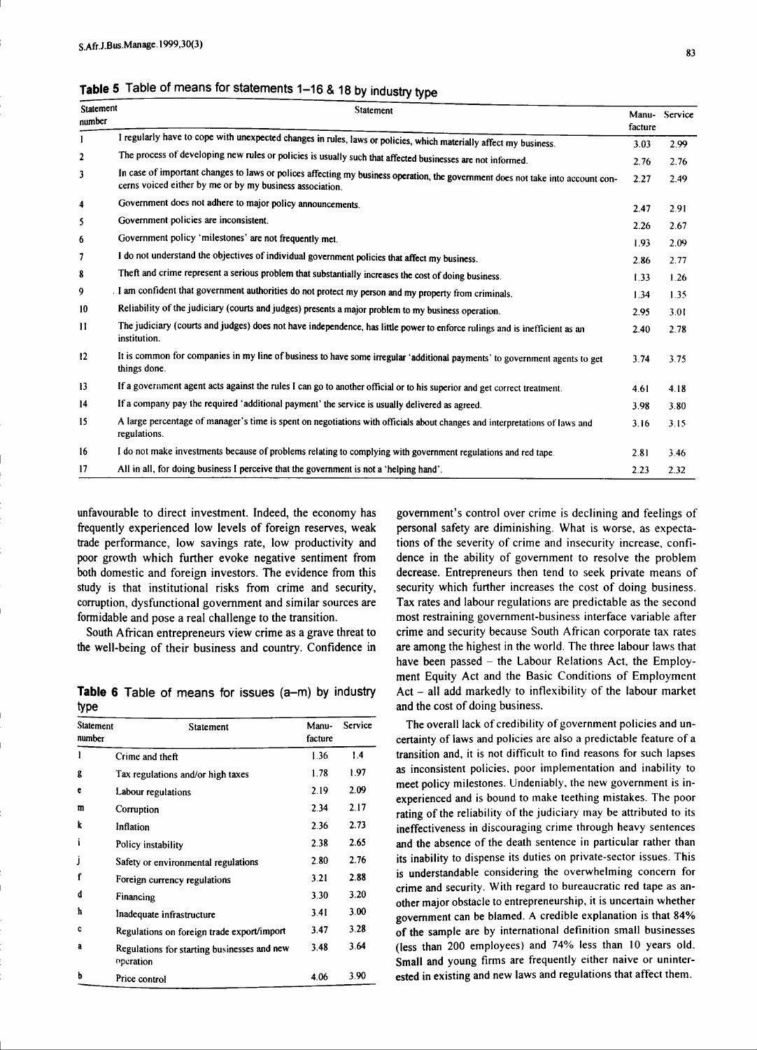**Table 5** Table of means for statements 1–16 & 18 by industry type

| Statement number | Statement | Manu-facture | Service |
|---|---|---|---|
| 1 | I regularly have to cope with unexpected changes in rules, laws or policies, which materially affect my business. | 3.03 | 2.99 |
| 2 | The process of developing new rules or policies is usually such that affected businesses are not informed. | 2.76 | 2.76 |
| 3 | In case of important changes to laws or polices affecting my business operation, the government does not take into account concerns voiced either by me or by my business association. | 2.27 | 2.49 |
| 4 | Government does not adhere to major policy announcements. | 2.47 | 2.91 |
| 5 | Government policies are inconsistent. | 2.26 | 2.67 |
| 6 | Government policy 'milestones' are not frequently met. | 1.93 | 2.09 |
| 7 | I do not understand the objectives of individual government policies that affect my business. | 2.86 | 2.77 |
| 8 | Theft and crime represent a serious problem that substantially increases the cost of doing business. | 1.33 | 1.26 |
| 9 | I am confident that government authorities do not protect my person and my property from criminals. | 1.34 | 1.35 |
| 10 | Reliability of the judiciary (courts and judges) presents a major problem to my business operation. | 2.95 | 3.01 |
| 11 | The judiciary (courts and judges) does not have independence, has little power to enforce rulings and is inefficient as an institution. | 2.40 | 2.78 |
| 12 | It is common for companies in my line of business to have some irregular 'additional payments' to government agents to get things done. | 3.74 | 3.75 |
| 13 | If a government agent acts against the rules I can go to another official or to his superior and get correct treatment. | 4.61 | 4.18 |
| 14 | If a company pay the required 'additional payment' the service is usually delivered as agreed. | 3.98 | 3.80 |
| 15 | A large percentage of manager's time is spent on negotiations with officials about changes and interpretations of laws and regulations. | 3.16 | 3.15 |
| 16 | I do not make investments because of problems relating to complying with government regulations and red tape. | 2.81 | 3.46 |
| 17 | All in all, for doing business I perceive that the government is not a 'helping hand'. | 2.23 | 2.32 |

unfavourable to direct investment. Indeed, the economy has frequently experienced low levels of foreign reserves, weak trade performance, low savings rate, low productivity and poor growth which further evoke negative sentiment from both domestic and foreign investors. The evidence from this study is that institutional risks from crime and security, corruption, dysfunctional government and similar sources are formidable and pose a real challenge to the transition.

South African entrepreneurs view crime as a grave threat to the well-being of their business and country. Confidence in government's control over crime is declining and feelings of personal safety are diminishing. What is worse, as expectations of the severity of crime and insecurity increase, confidence in the ability of government to resolve the problem decrease. Entrepreneurs then tend to seek private means of security which further increases the cost of doing business. Tax rates and labour regulations are predictable as the second most restraining government-business interface variable after crime and security because South African corporate tax rates are among the highest in the world. The three labour laws that have been passed – the Labour Relations Act, the Employment Equity Act and the Basic Conditions of Employment Act – all add markedly to inflexibility of the labour market and the cost of doing business.

**Table 6** Table of means for issues (a–m) by industry type

| Statement number | Statement | Manu-facture | Service |
|---|---|---|---|
| l | Crime and theft | 1.36 | 1.4 |
| g | Tax regulations and/or high taxes | 1.78 | 1.97 |
| e | Labour regulations | 2.19 | 2.09 |
| m | Corruption | 2.34 | 2.17 |
| k | Inflation | 2.36 | 2.73 |
| i | Policy instability | 2.38 | 2.65 |
| j | Safety or environmental regulations | 2.80 | 2.76 |
| f | Foreign currency regulations | 3.21 | 2.88 |
| d | Financing | 3.30 | 3.20 |
| h | Inadequate infrastructure | 3.41 | 3.00 |
| c | Regulations on foreign trade export/import | 3.47 | 3.28 |
| a | Regulations for starting businesses and new operation | 3.48 | 3.64 |
| b | Price control | 4.06 | 3.90 |

The overall lack of credibility of government policies and uncertainty of laws and policies are also a predictable feature of a transition and, it is not difficult to find reasons for such lapses as inconsistent policies, poor implementation and inability to meet policy milestones. Undeniably, the new government is inexperienced and is bound to make teething mistakes. The poor rating of the reliability of the judiciary may be attributed to its ineffectiveness in discouraging crime through heavy sentences and the absence of the death sentence in particular rather than its inability to dispense its duties on private-sector issues. This is understandable considering the overwhelming concern for crime and security. With regard to bureaucratic red tape as another major obstacle to entrepreneurship, it is uncertain whether government can be blamed. A credible explanation is that 84% of the sample are by international definition small businesses (less than 200 employees) and 74% less than 10 years old. Small and young firms are frequently either naive or uninterested in existing and new laws and regulations that affect them.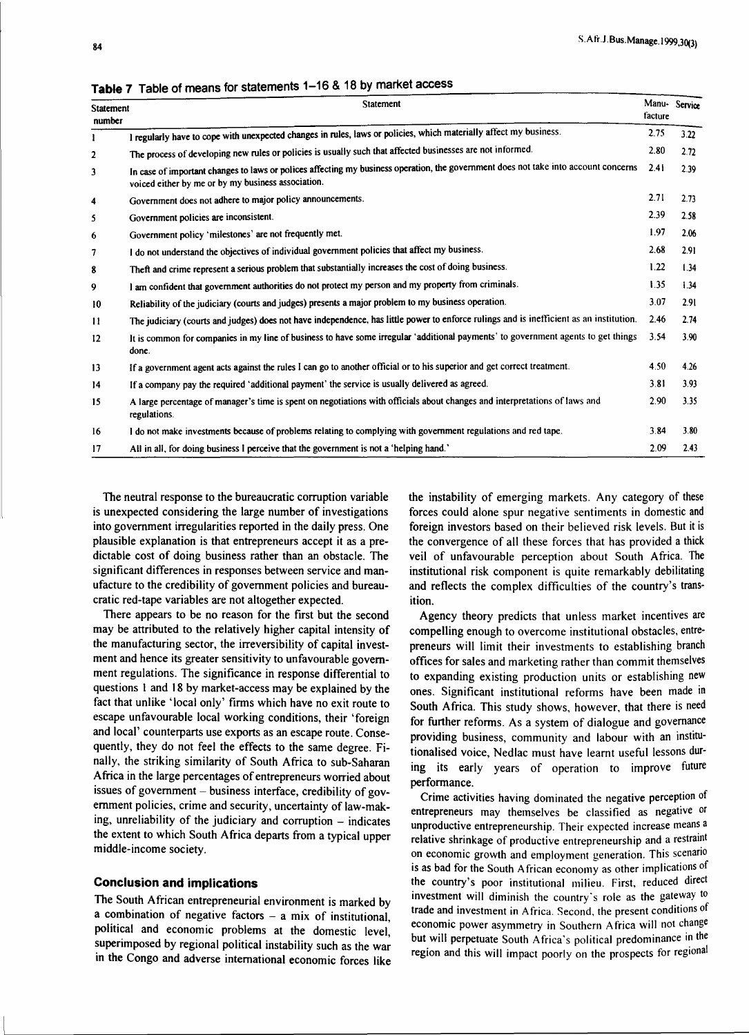**Table 7** Table of means for statements 1–16 & 18 by market access

| Statement number | Statement | Manu-facture | Service |
|---|---|---|---|
| 1 | I regularly have to cope with unexpected changes in rules, laws or policies, which materially affect my business. | 2.75 | 3.22 |
| 2 | The process of developing new rules or policies is usually such that affected businesses are not informed. | 2.80 | 2.72 |
| 3 | In case of important changes to laws or polices affecting my business operation, the government does not take into account concerns voiced either by me or by my business association. | 2.41 | 2.39 |
| 4 | Government does not adhere to major policy announcements. | 2.71 | 2.73 |
| 5 | Government policies are inconsistent. | 2.39 | 2.58 |
| 6 | Government policy 'milestones' are not frequently met. | 1.97 | 2.06 |
| 7 | I do not understand the objectives of individual government policies that affect my business. | 2.68 | 2.91 |
| 8 | Theft and crime represent a serious problem that substantially increases the cost of doing business. | 1.22 | 1.34 |
| 9 | I am confident that government authorities do not protect my person and my property from criminals. | 1.35 | 1.34 |
| 10 | Reliability of the judiciary (courts and judges) presents a major problem to my business operation. | 3.07 | 2.91 |
| 11 | The judiciary (courts and judges) does not have independence, has little power to enforce rulings and is inefficient as an institution. | 2.46 | 2.74 |
| 12 | It is common for companies in my line of business to have some irregular 'additional payments' to government agents to get things done. | 3.54 | 3.90 |
| 13 | If a government agent acts against the rules I can go to another official or to his superior and get correct treatment. | 4.50 | 4.26 |
| 14 | If a company pay the required 'additional payment' the service is usually delivered as agreed. | 3.81 | 3.93 |
| 15 | A large percentage of manager's time is spent on negotiations with officials about changes and interpretations of laws and regulations. | 2.90 | 3.35 |
| 16 | I do not make investments because of problems relating to complying with government regulations and red tape. | 3.84 | 3.80 |
| 17 | All in all, for doing business I perceive that the government is not a 'helping hand.' | 2.09 | 2.43 |

The neutral response to the bureaucratic corruption variable is unexpected considering the large number of investigations into government irregularities reported in the daily press. One plausible explanation is that entrepreneurs accept it as a predictable cost of doing business rather than an obstacle. The significant differences in responses between service and manufacture to the credibility of government policies and bureaucratic red-tape variables are not altogether expected.

There appears to be no reason for the first but the second may be attributed to the relatively higher capital intensity of the manufacturing sector, the irreversibility of capital investment and hence its greater sensitivity to unfavourable government regulations. The significance in response differential to questions 1 and 18 by market-access may be explained by the fact that unlike 'local only' firms which have no exit route to escape unfavourable local working conditions, their 'foreign and local' counterparts use exports as an escape route. Consequently, they do not feel the effects to the same degree. Finally, the striking similarity of South Africa to sub-Saharan Africa in the large percentages of entrepreneurs worried about issues of government – business interface, credibility of government policies, crime and security, uncertainty of law-making, unreliability of the judiciary and corruption – indicates the extent to which South Africa departs from a typical upper middle-income society.

## Conclusion and implications

The South African entrepreneurial environment is marked by a combination of negative factors – a mix of institutional, political and economic problems at the domestic level, superimposed by regional political instability such as the war in the Congo and adverse international economic forces like the instability of emerging markets. Any category of these forces could alone spur negative sentiments in domestic and foreign investors based on their believed risk levels. But it is the convergence of all these forces that has provided a thick veil of unfavourable perception about South Africa. The institutional risk component is quite remarkably debilitating and reflects the complex difficulties of the country's transition.

Agency theory predicts that unless market incentives are compelling enough to overcome institutional obstacles, entrepreneurs will limit their investments to establishing branch offices for sales and marketing rather than commit themselves to expanding existing production units or establishing new ones. Significant institutional reforms have been made in South Africa. This study shows, however, that there is need for further reforms. As a system of dialogue and governance providing business, community and labour with an institutionalised voice, Nedlac must have learnt useful lessons during its early years of operation to improve future performance.

Crime activities having dominated the negative perception of entrepreneurs may themselves be classified as negative or unproductive entrepreneurship. Their expected increase means a relative shrinkage of productive entrepreneurship and a restraint on economic growth and employment generation. This scenario is as bad for the South African economy as other implications of the country's poor institutional milieu. First, reduced direct investment will diminish the country's role as the gateway to trade and investment in Africa. Second, the present conditions of economic power asymmetry in Southern Africa will not change but will perpetuate South Africa's political predominance in the region and this will impact poorly on the prospects for regional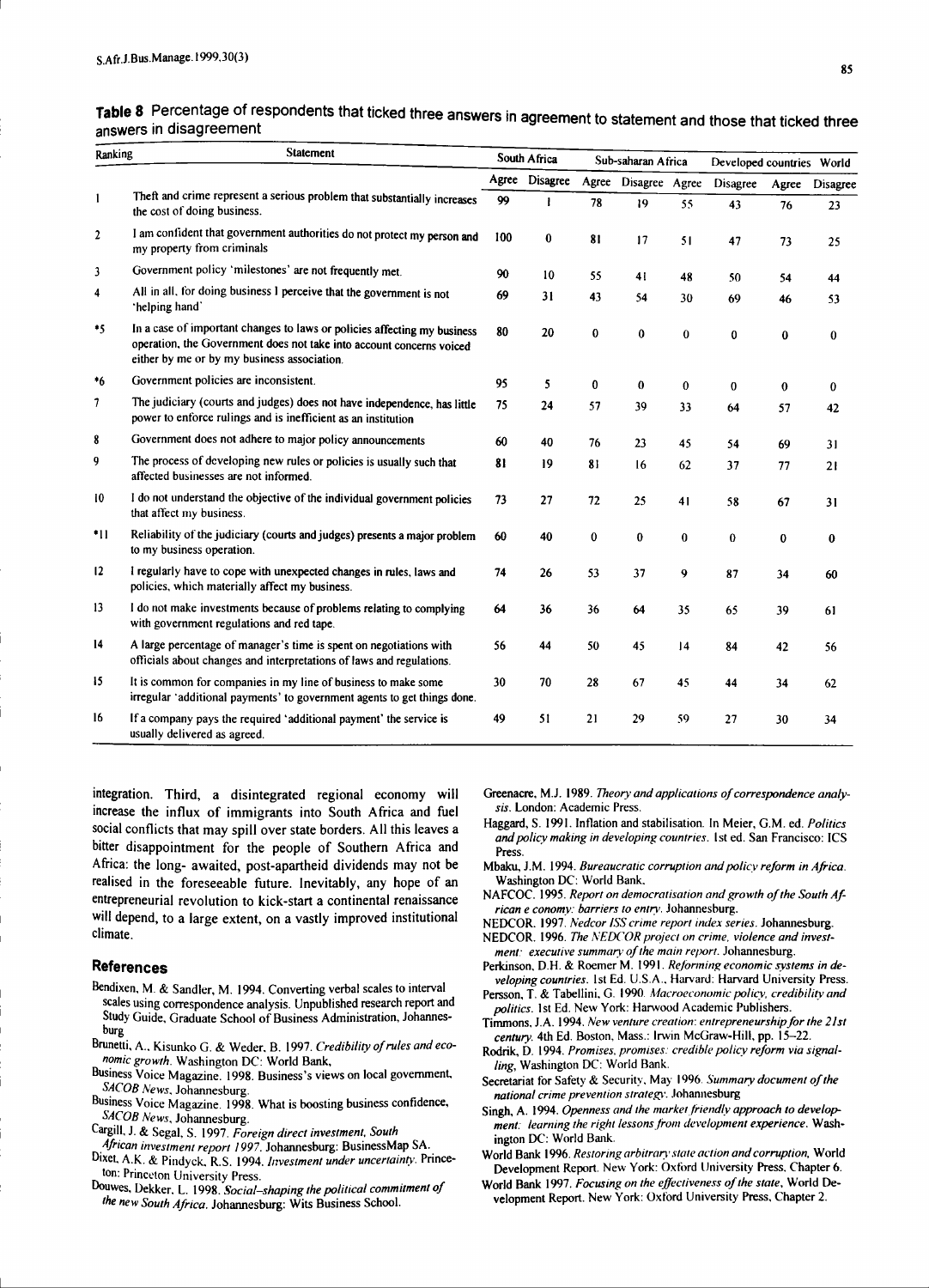**Table 8** Percentage of respondents that ticked three answers in agreement to statement and those that ticked three answers in disagreement

| Ranking | Statement | South Africa | | Sub-saharan Africa | | Developed countries | | World | |
|---|---|---|---|---|---|---|---|---|---|
| | | Agree | Disagree | Agree | Disagree | Agree | Disagree | Agree | Disagree |
| 1 | Theft and crime represent a serious problem that substantially increases the cost of doing business. | 99 | 1 | 78 | 19 | 55 | 43 | 76 | 23 |
| 2 | I am confident that government authorities do not protect my person and my property from criminals | 100 | 0 | 81 | 17 | 51 | 47 | 73 | 25 |
| 3 | Government policy 'milestones' are not frequently met. | 90 | 10 | 55 | 41 | 48 | 50 | 54 | 44 |
| 4 | All in all, for doing business I perceive that the government is not 'helping hand' | 69 | 31 | 43 | 54 | 30 | 69 | 46 | 53 |
| *5 | In a case of important changes to laws or policies affecting my business operation, the Government does not take into account concerns voiced either by me or by my business association. | 80 | 20 | 0 | 0 | 0 | 0 | 0 | 0 |
| *6 | Government policies are inconsistent. | 95 | 5 | 0 | 0 | 0 | 0 | 0 | 0 |
| 7 | The judiciary (courts and judges) does not have independence, has little power to enforce rulings and is inefficient as an institution | 75 | 24 | 57 | 39 | 33 | 64 | 57 | 42 |
| 8 | Government does not adhere to major policy announcements | 60 | 40 | 76 | 23 | 45 | 54 | 69 | 31 |
| 9 | The process of developing new rules or policies is usually such that affected businesses are not informed. | 81 | 19 | 81 | 16 | 62 | 37 | 77 | 21 |
| 10 | I do not understand the objective of the individual government policies that affect my business. | 73 | 27 | 72 | 25 | 41 | 58 | 67 | 31 |
| *11 | Reliability of the judiciary (courts and judges) presents a major problem to my business operation. | 60 | 40 | 0 | 0 | 0 | 0 | 0 | 0 |
| 12 | I regularly have to cope with unexpected changes in rules, laws and policies, which materially affect my business. | 74 | 26 | 53 | 37 | 9 | 87 | 34 | 60 |
| 13 | I do not make investments because of problems relating to complying with government regulations and red tape. | 64 | 36 | 36 | 64 | 35 | 65 | 39 | 61 |
| 14 | A large percentage of manager's time is spent on negotiations with officials about changes and interpretations of laws and regulations. | 56 | 44 | 50 | 45 | 14 | 84 | 42 | 56 |
| 15 | It is common for companies in my line of business to make some irregular 'additional payments' to government agents to get things done. | 30 | 70 | 28 | 67 | 45 | 44 | 34 | 62 |
| 16 | If a company pays the required 'additional payment' the service is usually delivered as agreed. | 49 | 51 | 21 | 29 | 59 | 27 | 30 | 34 |

integration. Third, a disintegrated regional economy will increase the influx of immigrants into South Africa and fuel social conflicts that may spill over state borders. All this leaves a bitter disappointment for the people of Southern Africa and Africa: the long- awaited, post-apartheid dividends may not be realised in the foreseeable future. Inevitably, any hope of an entrepreneurial revolution to kick-start a continental renaissance will depend, to a large extent, on a vastly improved institutional climate.

## References

Bendixen, M. & Sandler, M. 1994. Converting verbal scales to interval scales using correspondence analysis. Unpublished research report and Study Guide, Graduate School of Business Administration, Johannesburg

Brunetti, A., Kisunko G. & Weder, B. 1997. *Credibility of rules and economic growth.* Washington DC: World Bank,

Business Voice Magazine. 1998. Business's views on local government, *SACOB News*, Johannesburg.

Business Voice Magazine. 1998. What is boosting business confidence, *SACOB News*, Johannesburg.

Cargill, J. & Segal, S. 1997. *Foreign direct investment, South African investment report 1997.* Johannesburg: BusinessMap SA.

Dixet, A.K. & Pindyck, R.S. 1994. *Investment under uncertainty.* Princeton: Princeton University Press.

Douwes, Dekker, L. 1998. *Social–shaping the political commitment of the new South Africa.* Johannesburg: Wits Business School.

Greenacre, M.J. 1989. *Theory and applications of correspondence analysis.* London: Academic Press.

Haggard, S. 1991. Inflation and stabilisation. In Meier, G.M. ed. *Politics and policy making in developing countries.* 1st ed. San Francisco: ICS Press.

Mbaku, J.M. 1994. *Bureaucratic corruption and policy reform in Africa.* Washington DC: World Bank,

NAFCOC. 1995. *Report on democratisation and growth of the South African economy: barriers to entry.* Johannesburg.

NEDCOR. 1997. *Nedcor ISS crime report index series.* Johannesburg.

NEDCOR. 1996. *The NEDCOR project on crime, violence and investment: executive summary of the main report.* Johannesburg.

Perkinson, D.H. & Roemer M. 1991. *Reforming economic systems in developing countries.* 1st Ed. U.S.A., Harvard: Harvard University Press.

Persson, T. & Tabellini, G. 1990. *Macroeconomic policy, credibility and politics.* 1st Ed. New York: Harwood Academic Publishers.

Timmons, J.A. 1994. *New venture creation: entrepreneurship for the 21st century.* 4th Ed. Boston, Mass.: Irwin McGraw-Hill, pp. 15–22.

Rodrik, D. 1994. *Promises, promises: credible policy reform via signalling*, Washington DC: World Bank.

Secretariat for Safety & Security, May 1996. *Summary document of the national crime prevention strategy.* Johannesburg

Singh, A. 1994. *Openness and the market friendly approach to development: learning the right lessons from development experience.* Washington DC: World Bank.

World Bank 1996. *Restoring arbitrary state action and corruption,* World Development Report. New York: Oxford University Press, Chapter 6.

World Bank 1997. *Focusing on the effectiveness of the state*, World Development Report. New York: Oxford University Press, Chapter 2.